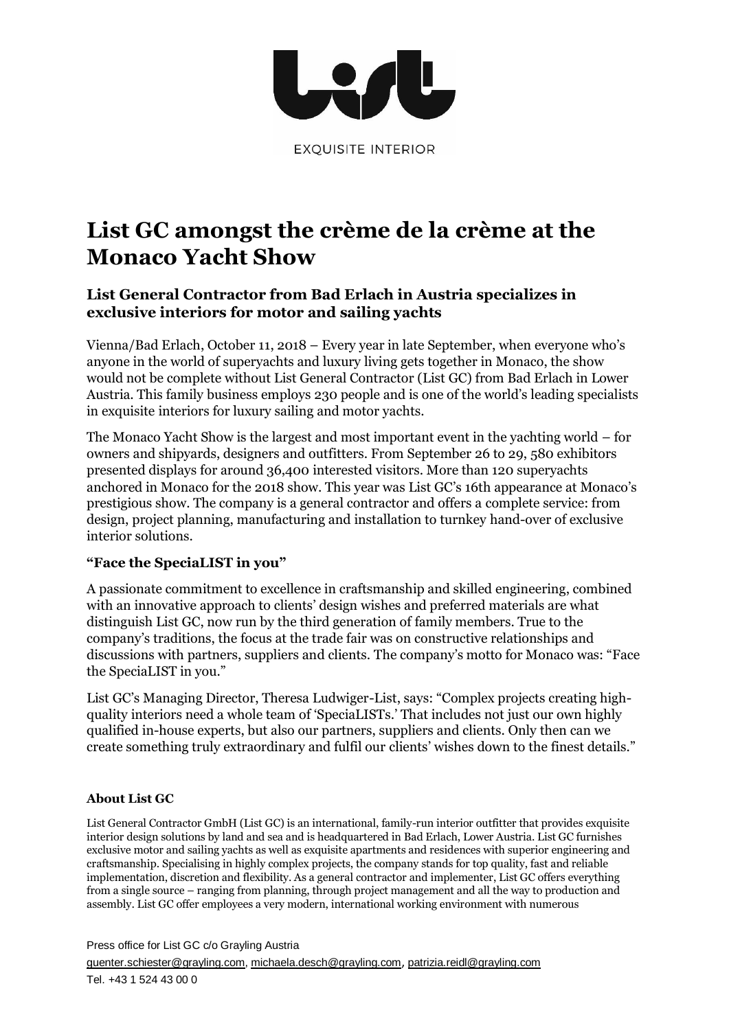EXQUISITE INTERIOR

# List GC amongst the crème de la crème at the Monaco Yacht Show

## List General Contractor from Bad Erlach in Austria specializes in exclusive interiors for motor and sailing yachts

Vienna/Bad Erlach, October 11, 2018 – Every year in late September, when everyone who's anyone in the world of superyachts and luxury living gets together in Monaco, the show would not be complete without List General Contractor (List GC) from Bad Erlach in Lower Austria. This family business employs 230 people and is one of the world's leading specialists in exquisite interiors for luxury sailing and motor yachts.

The Monaco Yacht Show is the largest and most important event in the yachting world – for owners and shipyards, designers and outfitters. From September 26 to 29, 580 exhibitors presented displays for around 36,400 interested visitors. More than 120 superyachts anchored in Monaco for the 2018 show. This year was List GC's 16th appearance at Monaco's prestigious show. The company is a general contractor and offers a complete service: from design, project planning, manufacturing and installation to turnkey hand-over of exclusive interior solutions.

### "Face the SpeciaLIST in you"

A passionate commitment to excellence in craftsmanship and skilled engineering, combined with an innovative approach to clients' design wishes and preferred materials are what distinguish List GC, now run by the third generation of family members. True to the company's traditions, the focus at the trade fair was on constructive relationships and discussions with partners, suppliers and clients. The company's motto for Monaco was: "Face the SpeciaLIST in you."

List GC's Managing Director, Theresa Ludwiger-List, says: "Complex projects creating high-quality interiors need a whole team of 'SpeciaLISTs.' That includes not just our own highly qualified in-house experts, but also our partners, suppliers and clients. Only then can we create something truly extraordinary and fulfil our clients' wishes down to the finest details."

#### About List GC

List General Contractor GmbH (List GC) is an international, family-run interior outfitter that provides exquisite interior design solutions by land and sea and is headquartered in Bad Erlach, Lower Austria. List GC furnishes exclusive motor and sailing yachts as well as exquisite apartments and residences with superior engineering and craftsmanship. Specialising in highly complex projects, the company stands for top quality, fast and reliable implementation, discretion and flexibility. As a general contractor and implementer, List GC offers everything from a single source – ranging from planning, through project management and all the way to production and assembly. List GC offer employees a very modern, international working environment with numerous

Press office for List GC c/o Grayling Austria
guenter.schiester@grayling.com, michaela.desch@grayling.com, patrizia.reidl@grayling.com
Tel. +43 1 524 43 00 0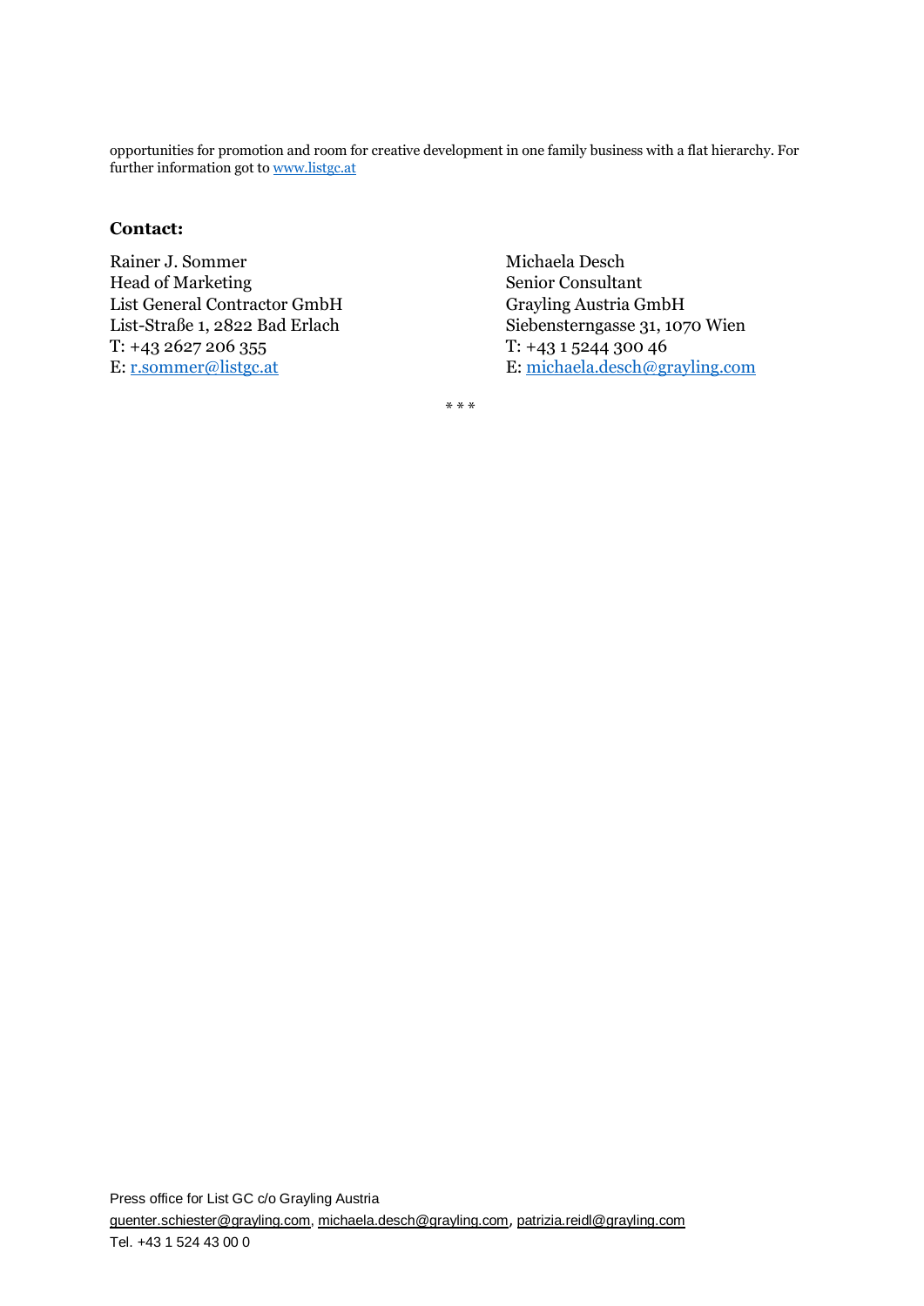opportunities for promotion and room for creative development in one family business with a flat hierarchy. For further information got to www.listgc.at

**Contact:**

Rainer J. Sommer
Head of Marketing
List General Contractor GmbH
List-Straße 1, 2822 Bad Erlach
T: +43 2627 206 355
E: r.sommer@listgc.at

Michaela Desch
Senior Consultant
Grayling Austria GmbH
Siebensterngasse 31, 1070 Wien
T: +43 1 5244 300 46
E: michaela.desch@grayling.com

\* \* \*

Press office for List GC c/o Grayling Austria
guenter.schiester@grayling.com, michaela.desch@grayling.com, patrizia.reidl@grayling.com
Tel. +43 1 524 43 00 0